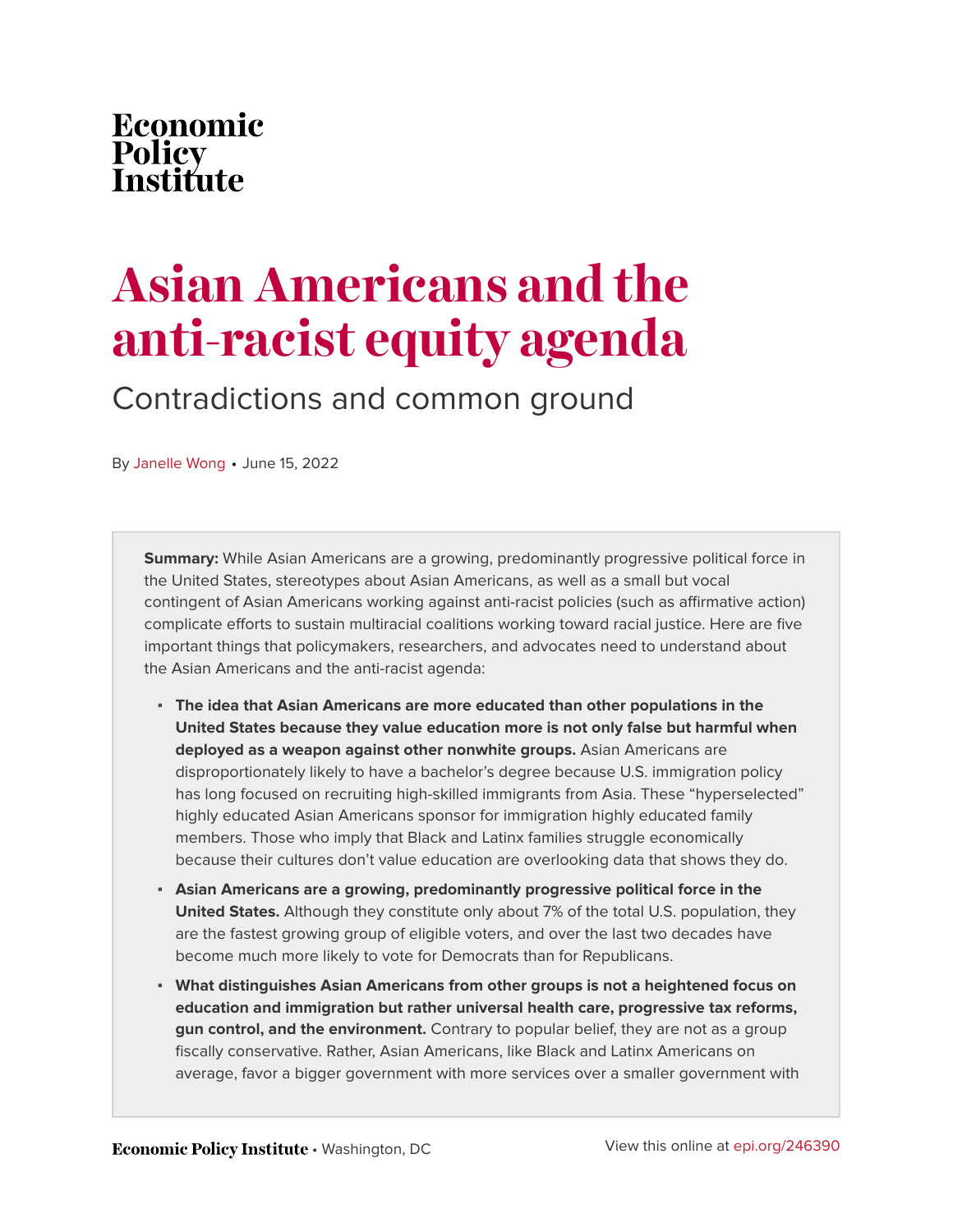Economic Policy Institute

# Asian Americans and the anti-racist equity agenda

## Contradictions and common ground

By Janelle Wong • June 15, 2022

**Summary:** While Asian Americans are a growing, predominantly progressive political force in the United States, stereotypes about Asian Americans, as well as a small but vocal contingent of Asian Americans working against anti-racist policies (such as affirmative action) complicate efforts to sustain multiracial coalitions working toward racial justice. Here are five important things that policymakers, researchers, and advocates need to understand about the Asian Americans and the anti-racist agenda:

- **The idea that Asian Americans are more educated than other populations in the United States because they value education more is not only false but harmful when deployed as a weapon against other nonwhite groups.** Asian Americans are disproportionately likely to have a bachelor's degree because U.S. immigration policy has long focused on recruiting high-skilled immigrants from Asia. These "hyperselected" highly educated Asian Americans sponsor for immigration highly educated family members. Those who imply that Black and Latinx families struggle economically because their cultures don't value education are overlooking data that shows they do.
- **Asian Americans are a growing, predominantly progressive political force in the United States.** Although they constitute only about 7% of the total U.S. population, they are the fastest growing group of eligible voters, and over the last two decades have become much more likely to vote for Democrats than for Republicans.
- **What distinguishes Asian Americans from other groups is not a heightened focus on education and immigration but rather universal health care, progressive tax reforms, gun control, and the environment.** Contrary to popular belief, they are not as a group fiscally conservative. Rather, Asian Americans, like Black and Latinx Americans on average, favor a bigger government with more services over a smaller government with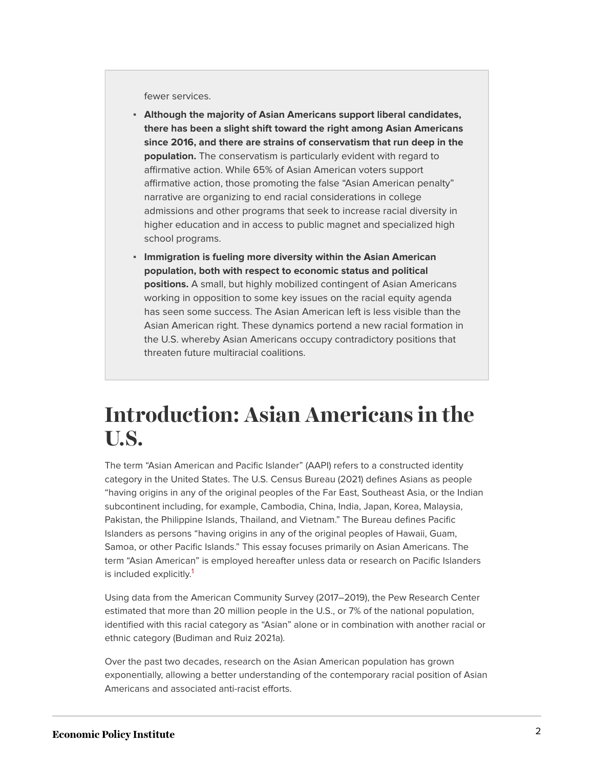fewer services.

- **Although the majority of Asian Americans support liberal candidates, there has been a slight shift toward the right among Asian Americans since 2016, and there are strains of conservatism that run deep in the population.** The conservatism is particularly evident with regard to affirmative action. While 65% of Asian American voters support affirmative action, those promoting the false "Asian American penalty" narrative are organizing to end racial considerations in college admissions and other programs that seek to increase racial diversity in higher education and in access to public magnet and specialized high school programs.
- **Immigration is fueling more diversity within the Asian American population, both with respect to economic status and political positions.** A small, but highly mobilized contingent of Asian Americans working in opposition to some key issues on the racial equity agenda has seen some success. The Asian American left is less visible than the Asian American right. These dynamics portend a new racial formation in the U.S. whereby Asian Americans occupy contradictory positions that threaten future multiracial coalitions.

# Introduction: Asian Americans in the U.S.

The term "Asian American and Pacific Islander" (AAPI) refers to a constructed identity category in the United States. The U.S. Census Bureau (2021) defines Asians as people "having origins in any of the original peoples of the Far East, Southeast Asia, or the Indian subcontinent including, for example, Cambodia, China, India, Japan, Korea, Malaysia, Pakistan, the Philippine Islands, Thailand, and Vietnam." The Bureau defines Pacific Islanders as persons "having origins in any of the original peoples of Hawaii, Guam, Samoa, or other Pacific Islands." This essay focuses primarily on Asian Americans. The term "Asian American" is employed hereafter unless data or research on Pacific Islanders is included explicitly.[1]

Using data from the American Community Survey (2017–2019), the Pew Research Center estimated that more than 20 million people in the U.S., or 7% of the national population, identified with this racial category as "Asian" alone or in combination with another racial or ethnic category (Budiman and Ruiz 2021a).

Over the past two decades, research on the Asian American population has grown exponentially, allowing a better understanding of the contemporary racial position of Asian Americans and associated anti-racist efforts.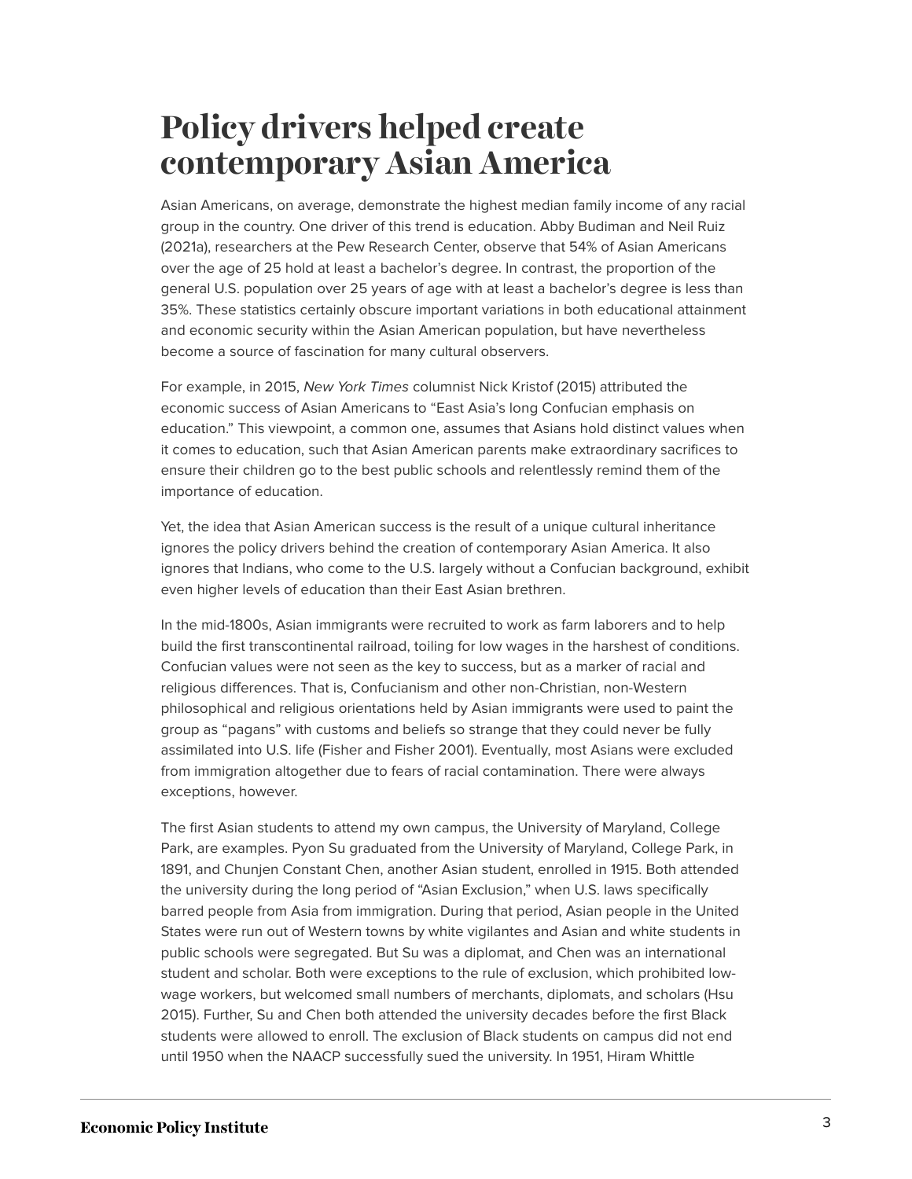# Policy drivers helped create contemporary Asian America

Asian Americans, on average, demonstrate the highest median family income of any racial group in the country. One driver of this trend is education. Abby Budiman and Neil Ruiz (2021a), researchers at the Pew Research Center, observe that 54% of Asian Americans over the age of 25 hold at least a bachelor's degree. In contrast, the proportion of the general U.S. population over 25 years of age with at least a bachelor's degree is less than 35%. These statistics certainly obscure important variations in both educational attainment and economic security within the Asian American population, but have nevertheless become a source of fascination for many cultural observers.

For example, in 2015, *New York Times* columnist Nick Kristof (2015) attributed the economic success of Asian Americans to "East Asia's long Confucian emphasis on education." This viewpoint, a common one, assumes that Asians hold distinct values when it comes to education, such that Asian American parents make extraordinary sacrifices to ensure their children go to the best public schools and relentlessly remind them of the importance of education.

Yet, the idea that Asian American success is the result of a unique cultural inheritance ignores the policy drivers behind the creation of contemporary Asian America. It also ignores that Indians, who come to the U.S. largely without a Confucian background, exhibit even higher levels of education than their East Asian brethren.

In the mid-1800s, Asian immigrants were recruited to work as farm laborers and to help build the first transcontinental railroad, toiling for low wages in the harshest of conditions. Confucian values were not seen as the key to success, but as a marker of racial and religious differences. That is, Confucianism and other non-Christian, non-Western philosophical and religious orientations held by Asian immigrants were used to paint the group as "pagans" with customs and beliefs so strange that they could never be fully assimilated into U.S. life (Fisher and Fisher 2001). Eventually, most Asians were excluded from immigration altogether due to fears of racial contamination. There were always exceptions, however.

The first Asian students to attend my own campus, the University of Maryland, College Park, are examples. Pyon Su graduated from the University of Maryland, College Park, in 1891, and Chunjen Constant Chen, another Asian student, enrolled in 1915. Both attended the university during the long period of "Asian Exclusion," when U.S. laws specifically barred people from Asia from immigration. During that period, Asian people in the United States were run out of Western towns by white vigilantes and Asian and white students in public schools were segregated. But Su was a diplomat, and Chen was an international student and scholar. Both were exceptions to the rule of exclusion, which prohibited low-wage workers, but welcomed small numbers of merchants, diplomats, and scholars (Hsu 2015). Further, Su and Chen both attended the university decades before the first Black students were allowed to enroll. The exclusion of Black students on campus did not end until 1950 when the NAACP successfully sued the university. In 1951, Hiram Whittle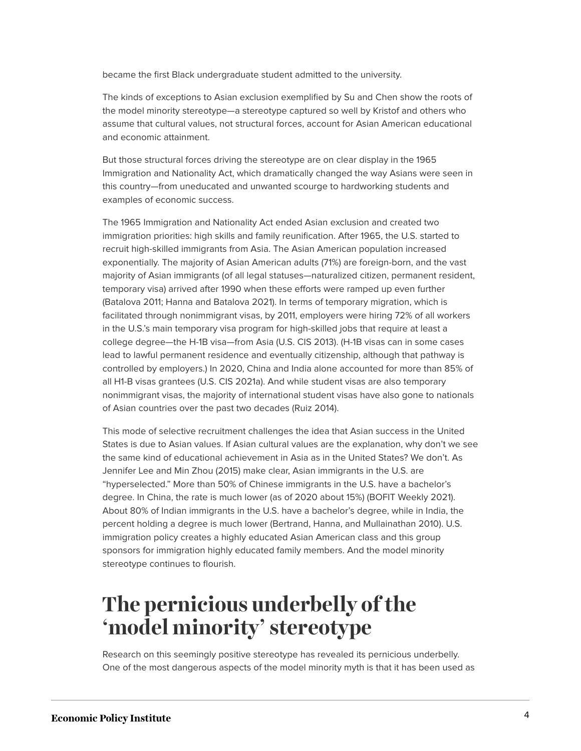became the first Black undergraduate student admitted to the university.

The kinds of exceptions to Asian exclusion exemplified by Su and Chen show the roots of the model minority stereotype—a stereotype captured so well by Kristof and others who assume that cultural values, not structural forces, account for Asian American educational and economic attainment.

But those structural forces driving the stereotype are on clear display in the 1965 Immigration and Nationality Act, which dramatically changed the way Asians were seen in this country—from uneducated and unwanted scourge to hardworking students and examples of economic success.

The 1965 Immigration and Nationality Act ended Asian exclusion and created two immigration priorities: high skills and family reunification. After 1965, the U.S. started to recruit high-skilled immigrants from Asia. The Asian American population increased exponentially. The majority of Asian American adults (71%) are foreign-born, and the vast majority of Asian immigrants (of all legal statuses—naturalized citizen, permanent resident, temporary visa) arrived after 1990 when these efforts were ramped up even further (Batalova 2011; Hanna and Batalova 2021). In terms of temporary migration, which is facilitated through nonimmigrant visas, by 2011, employers were hiring 72% of all workers in the U.S.'s main temporary visa program for high-skilled jobs that require at least a college degree—the H-1B visa—from Asia (U.S. CIS 2013). (H-1B visas can in some cases lead to lawful permanent residence and eventually citizenship, although that pathway is controlled by employers.) In 2020, China and India alone accounted for more than 85% of all H1-B visas grantees (U.S. CIS 2021a). And while student visas are also temporary nonimmigrant visas, the majority of international student visas have also gone to nationals of Asian countries over the past two decades (Ruiz 2014).

This mode of selective recruitment challenges the idea that Asian success in the United States is due to Asian values. If Asian cultural values are the explanation, why don't we see the same kind of educational achievement in Asia as in the United States? We don't. As Jennifer Lee and Min Zhou (2015) make clear, Asian immigrants in the U.S. are "hyperselected." More than 50% of Chinese immigrants in the U.S. have a bachelor's degree. In China, the rate is much lower (as of 2020 about 15%) (BOFIT Weekly 2021). About 80% of Indian immigrants in the U.S. have a bachelor's degree, while in India, the percent holding a degree is much lower (Bertrand, Hanna, and Mullainathan 2010). U.S. immigration policy creates a highly educated Asian American class and this group sponsors for immigration highly educated family members. And the model minority stereotype continues to flourish.

## The pernicious underbelly of the 'model minority' stereotype

Research on this seemingly positive stereotype has revealed its pernicious underbelly. One of the most dangerous aspects of the model minority myth is that it has been used as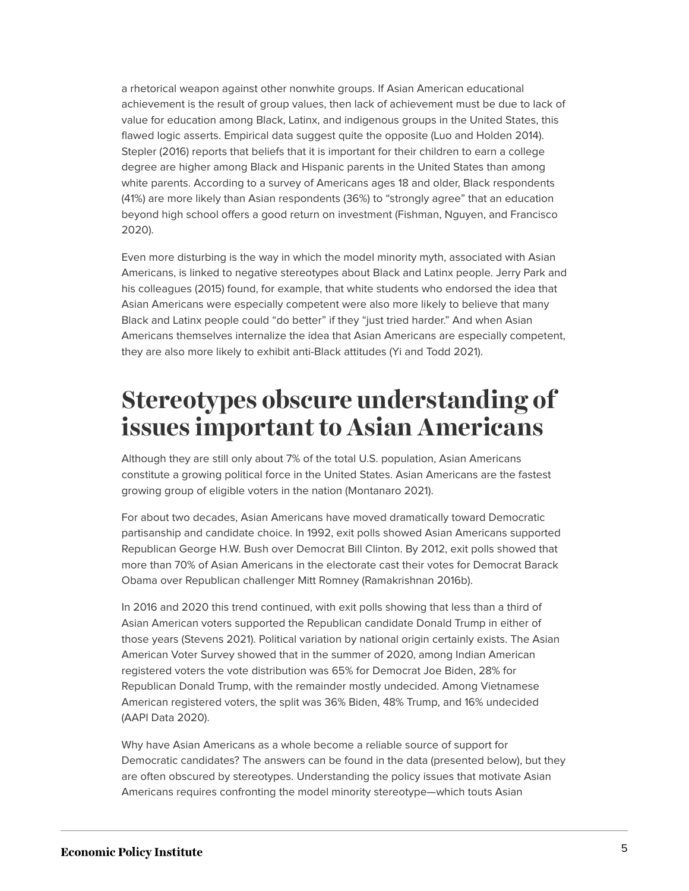a rhetorical weapon against other nonwhite groups. If Asian American educational achievement is the result of group values, then lack of achievement must be due to lack of value for education among Black, Latinx, and indigenous groups in the United States, this flawed logic asserts. Empirical data suggest quite the opposite (Luo and Holden 2014). Stepler (2016) reports that beliefs that it is important for their children to earn a college degree are higher among Black and Hispanic parents in the United States than among white parents. According to a survey of Americans ages 18 and older, Black respondents (41%) are more likely than Asian respondents (36%) to "strongly agree" that an education beyond high school offers a good return on investment (Fishman, Nguyen, and Francisco 2020).

Even more disturbing is the way in which the model minority myth, associated with Asian Americans, is linked to negative stereotypes about Black and Latinx people. Jerry Park and his colleagues (2015) found, for example, that white students who endorsed the idea that Asian Americans were especially competent were also more likely to believe that many Black and Latinx people could "do better" if they "just tried harder." And when Asian Americans themselves internalize the idea that Asian Americans are especially competent, they are also more likely to exhibit anti-Black attitudes (Yi and Todd 2021).

# Stereotypes obscure understanding of issues important to Asian Americans

Although they are still only about 7% of the total U.S. population, Asian Americans constitute a growing political force in the United States. Asian Americans are the fastest growing group of eligible voters in the nation (Montanaro 2021).

For about two decades, Asian Americans have moved dramatically toward Democratic partisanship and candidate choice. In 1992, exit polls showed Asian Americans supported Republican George H.W. Bush over Democrat Bill Clinton. By 2012, exit polls showed that more than 70% of Asian Americans in the electorate cast their votes for Democrat Barack Obama over Republican challenger Mitt Romney (Ramakrishnan 2016b).

In 2016 and 2020 this trend continued, with exit polls showing that less than a third of Asian American voters supported the Republican candidate Donald Trump in either of those years (Stevens 2021). Political variation by national origin certainly exists. The Asian American Voter Survey showed that in the summer of 2020, among Indian American registered voters the vote distribution was 65% for Democrat Joe Biden, 28% for Republican Donald Trump, with the remainder mostly undecided. Among Vietnamese American registered voters, the split was 36% Biden, 48% Trump, and 16% undecided (AAPI Data 2020).

Why have Asian Americans as a whole become a reliable source of support for Democratic candidates? The answers can be found in the data (presented below), but they are often obscured by stereotypes. Understanding the policy issues that motivate Asian Americans requires confronting the model minority stereotype—which touts Asian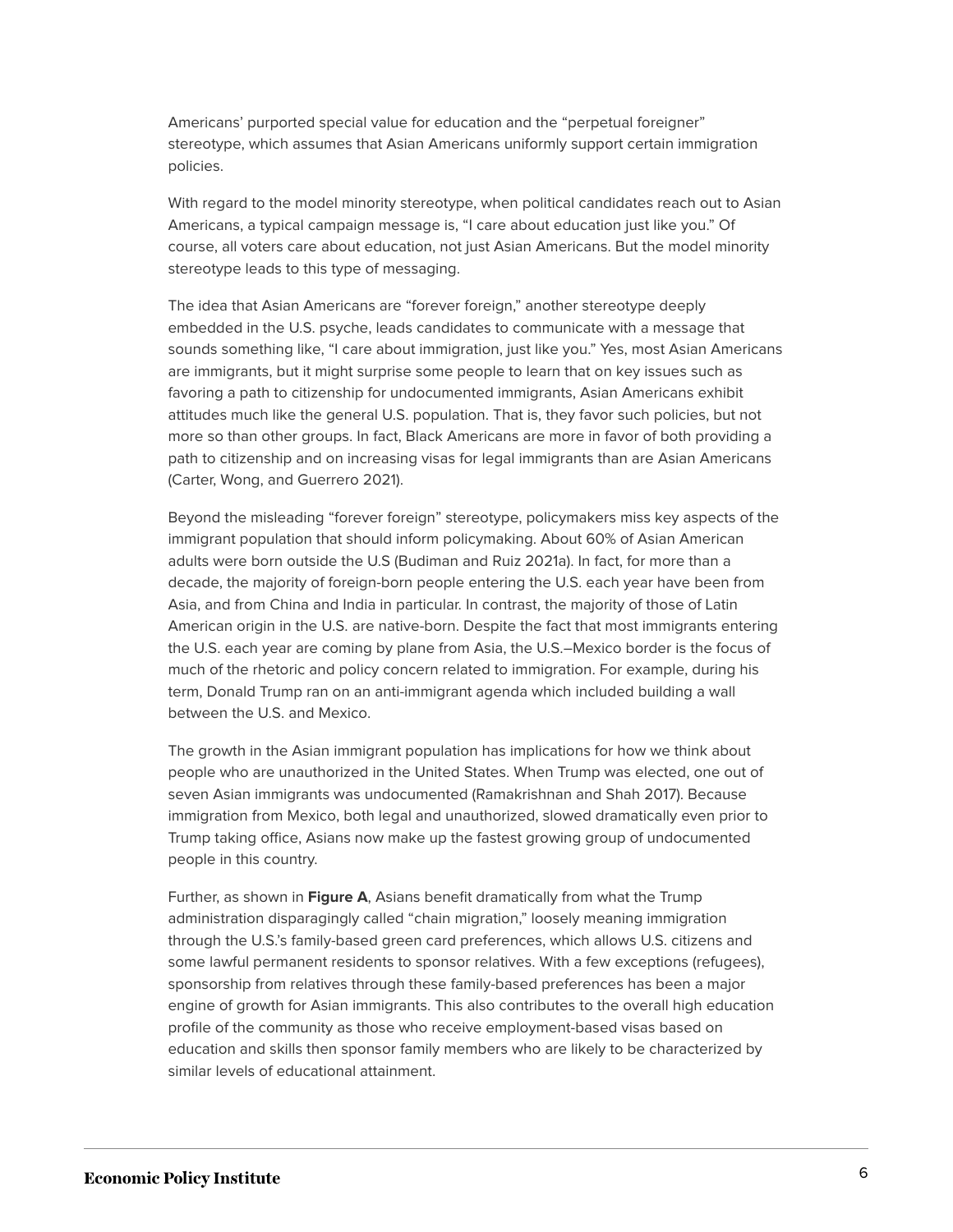Americans' purported special value for education and the "perpetual foreigner" stereotype, which assumes that Asian Americans uniformly support certain immigration policies.

With regard to the model minority stereotype, when political candidates reach out to Asian Americans, a typical campaign message is, "I care about education just like you." Of course, all voters care about education, not just Asian Americans. But the model minority stereotype leads to this type of messaging.

The idea that Asian Americans are "forever foreign," another stereotype deeply embedded in the U.S. psyche, leads candidates to communicate with a message that sounds something like, "I care about immigration, just like you." Yes, most Asian Americans are immigrants, but it might surprise some people to learn that on key issues such as favoring a path to citizenship for undocumented immigrants, Asian Americans exhibit attitudes much like the general U.S. population. That is, they favor such policies, but not more so than other groups. In fact, Black Americans are more in favor of both providing a path to citizenship and on increasing visas for legal immigrants than are Asian Americans (Carter, Wong, and Guerrero 2021).

Beyond the misleading "forever foreign" stereotype, policymakers miss key aspects of the immigrant population that should inform policymaking. About 60% of Asian American adults were born outside the U.S (Budiman and Ruiz 2021a). In fact, for more than a decade, the majority of foreign-born people entering the U.S. each year have been from Asia, and from China and India in particular. In contrast, the majority of those of Latin American origin in the U.S. are native-born. Despite the fact that most immigrants entering the U.S. each year are coming by plane from Asia, the U.S.–Mexico border is the focus of much of the rhetoric and policy concern related to immigration. For example, during his term, Donald Trump ran on an anti-immigrant agenda which included building a wall between the U.S. and Mexico.

The growth in the Asian immigrant population has implications for how we think about people who are unauthorized in the United States. When Trump was elected, one out of seven Asian immigrants was undocumented (Ramakrishnan and Shah 2017). Because immigration from Mexico, both legal and unauthorized, slowed dramatically even prior to Trump taking office, Asians now make up the fastest growing group of undocumented people in this country.

Further, as shown in **Figure A**, Asians benefit dramatically from what the Trump administration disparagingly called "chain migration," loosely meaning immigration through the U.S.'s family-based green card preferences, which allows U.S. citizens and some lawful permanent residents to sponsor relatives. With a few exceptions (refugees), sponsorship from relatives through these family-based preferences has been a major engine of growth for Asian immigrants. This also contributes to the overall high education profile of the community as those who receive employment-based visas based on education and skills then sponsor family members who are likely to be characterized by similar levels of educational attainment.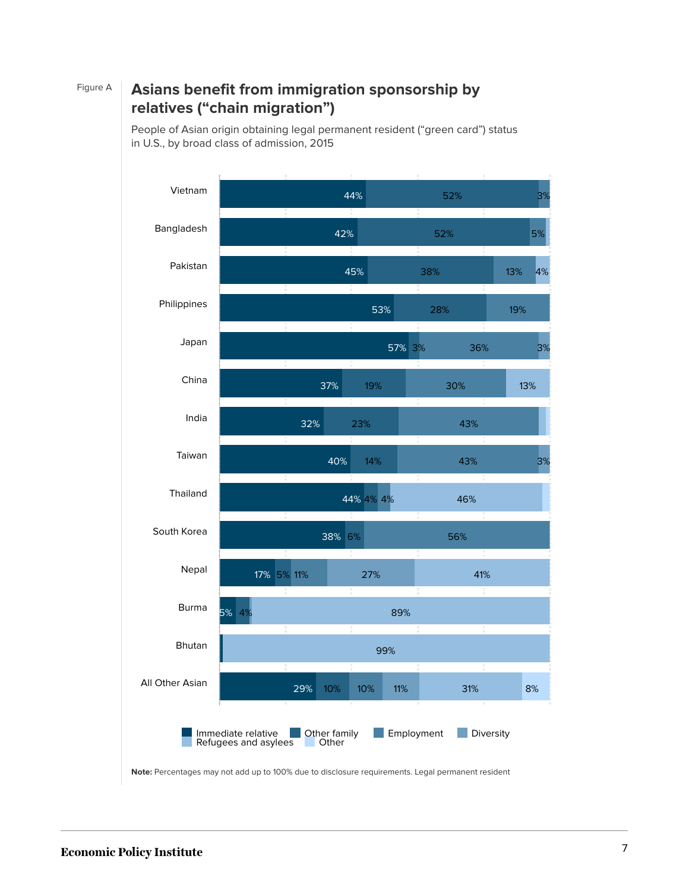Figure A

## Asians benefit from immigration sponsorship by relatives ("chain migration")

People of Asian origin obtaining legal permanent resident ("green card") status in U.S., by broad class of admission, 2015

| Country | Immediate relative | Other family | Employment | Diversity | Refugees and asylees | Other |
|---|---|---|---|---|---|---|
| Vietnam | 44% | 52% | 3% | | | |
| Bangladesh | 42% | 52% | 5% | | | |
| Pakistan | 45% | 38% | 13% | | 4% | |
| Philippines | 53% | 28% | 19% | | | |
| Japan | 57% | 3% | 36% | 3% | | |
| China | 37% | 19% | 30% | | 13% | |
| India | 32% | 23% | 43% | | | |
| Taiwan | 40% | 14% | 43% | 3% | | |
| Thailand | 44% | 4% | 4% | | 46% | |
| South Korea | 38% | 6% | 56% | | | |
| Nepal | 17% | 5% | 11% | 27% | 41% | |
| Burma | 5% | 4% | | | 89% | |
| Bhutan | | | | | 99% | |
| All Other Asian | 29% | 10% | 10% | 11% | 31% | 8% |

**Note:** Percentages may not add up to 100% due to disclosure requirements. Legal permanent resident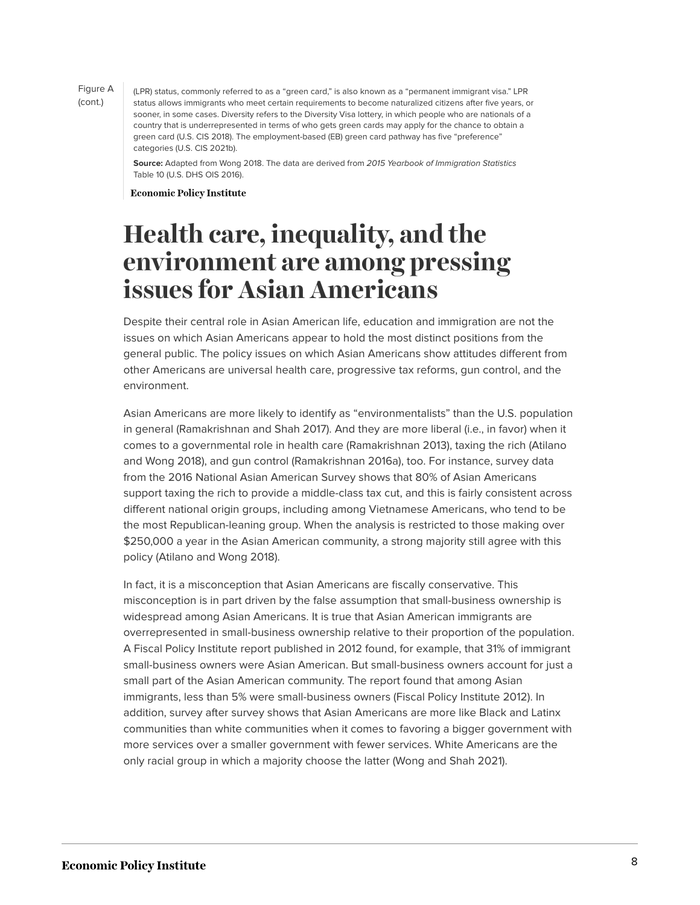Figure A (cont.)

(LPR) status, commonly referred to as a "green card," is also known as a "permanent immigrant visa." LPR status allows immigrants who meet certain requirements to become naturalized citizens after five years, or sooner, in some cases. Diversity refers to the Diversity Visa lottery, in which people who are nationals of a country that is underrepresented in terms of who gets green cards may apply for the chance to obtain a green card (U.S. CIS 2018). The employment-based (EB) green card pathway has five "preference" categories (U.S. CIS 2021b).

**Source:** Adapted from Wong 2018. The data are derived from *2015 Yearbook of Immigration Statistics* Table 10 (U.S. DHS OIS 2016).

**Economic Policy Institute**

# Health care, inequality, and the environment are among pressing issues for Asian Americans

Despite their central role in Asian American life, education and immigration are not the issues on which Asian Americans appear to hold the most distinct positions from the general public. The policy issues on which Asian Americans show attitudes different from other Americans are universal health care, progressive tax reforms, gun control, and the environment.

Asian Americans are more likely to identify as "environmentalists" than the U.S. population in general (Ramakrishnan and Shah 2017). And they are more liberal (i.e., in favor) when it comes to a governmental role in health care (Ramakrishnan 2013), taxing the rich (Atilano and Wong 2018), and gun control (Ramakrishnan 2016a), too. For instance, survey data from the 2016 National Asian American Survey shows that 80% of Asian Americans support taxing the rich to provide a middle-class tax cut, and this is fairly consistent across different national origin groups, including among Vietnamese Americans, who tend to be the most Republican-leaning group. When the analysis is restricted to those making over $250,000 a year in the Asian American community, a strong majority still agree with this policy (Atilano and Wong 2018).

In fact, it is a misconception that Asian Americans are fiscally conservative. This misconception is in part driven by the false assumption that small-business ownership is widespread among Asian Americans. It is true that Asian American immigrants are overrepresented in small-business ownership relative to their proportion of the population. A Fiscal Policy Institute report published in 2012 found, for example, that 31% of immigrant small-business owners were Asian American. But small-business owners account for just a small part of the Asian American community. The report found that among Asian immigrants, less than 5% were small-business owners (Fiscal Policy Institute 2012). In addition, survey after survey shows that Asian Americans are more like Black and Latinx communities than white communities when it comes to favoring a bigger government with more services over a smaller government with fewer services. White Americans are the only racial group in which a majority choose the latter (Wong and Shah 2021).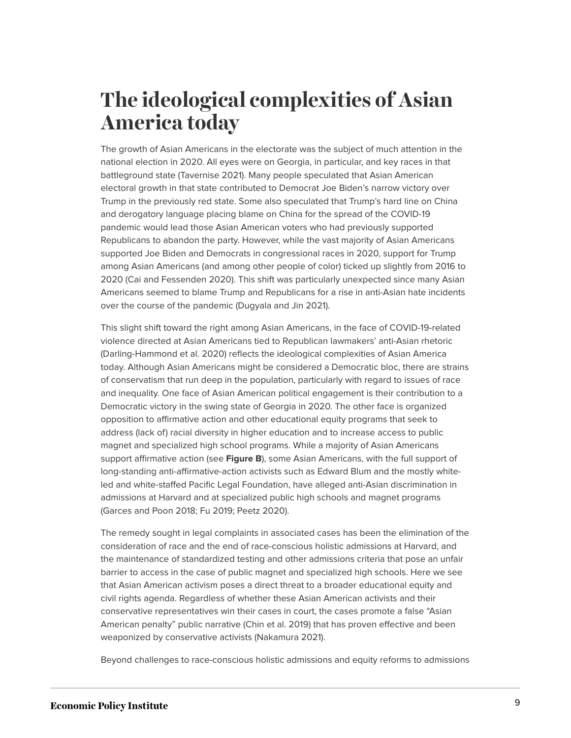# The ideological complexities of Asian America today

The growth of Asian Americans in the electorate was the subject of much attention in the national election in 2020. All eyes were on Georgia, in particular, and key races in that battleground state (Tavernise 2021). Many people speculated that Asian American electoral growth in that state contributed to Democrat Joe Biden's narrow victory over Trump in the previously red state. Some also speculated that Trump's hard line on China and derogatory language placing blame on China for the spread of the COVID-19 pandemic would lead those Asian American voters who had previously supported Republicans to abandon the party. However, while the vast majority of Asian Americans supported Joe Biden and Democrats in congressional races in 2020, support for Trump among Asian Americans (and among other people of color) ticked up slightly from 2016 to 2020 (Cai and Fessenden 2020). This shift was particularly unexpected since many Asian Americans seemed to blame Trump and Republicans for a rise in anti-Asian hate incidents over the course of the pandemic (Dugyala and Jin 2021).

This slight shift toward the right among Asian Americans, in the face of COVID-19-related violence directed at Asian Americans tied to Republican lawmakers' anti-Asian rhetoric (Darling-Hammond et al. 2020) reflects the ideological complexities of Asian America today. Although Asian Americans might be considered a Democratic bloc, there are strains of conservatism that run deep in the population, particularly with regard to issues of race and inequality. One face of Asian American political engagement is their contribution to a Democratic victory in the swing state of Georgia in 2020. The other face is organized opposition to affirmative action and other educational equity programs that seek to address (lack of) racial diversity in higher education and to increase access to public magnet and specialized high school programs. While a majority of Asian Americans support affirmative action (see **Figure B**), some Asian Americans, with the full support of long-standing anti-affirmative-action activists such as Edward Blum and the mostly white-led and white-staffed Pacific Legal Foundation, have alleged anti-Asian discrimination in admissions at Harvard and at specialized public high schools and magnet programs (Garces and Poon 2018; Fu 2019; Peetz 2020).

The remedy sought in legal complaints in associated cases has been the elimination of the consideration of race and the end of race-conscious holistic admissions at Harvard, and the maintenance of standardized testing and other admissions criteria that pose an unfair barrier to access in the case of public magnet and specialized high schools. Here we see that Asian American activism poses a direct threat to a broader educational equity and civil rights agenda. Regardless of whether these Asian American activists and their conservative representatives win their cases in court, the cases promote a false "Asian American penalty" public narrative (Chin et al. 2019) that has proven effective and been weaponized by conservative activists (Nakamura 2021).

Beyond challenges to race-conscious holistic admissions and equity reforms to admissions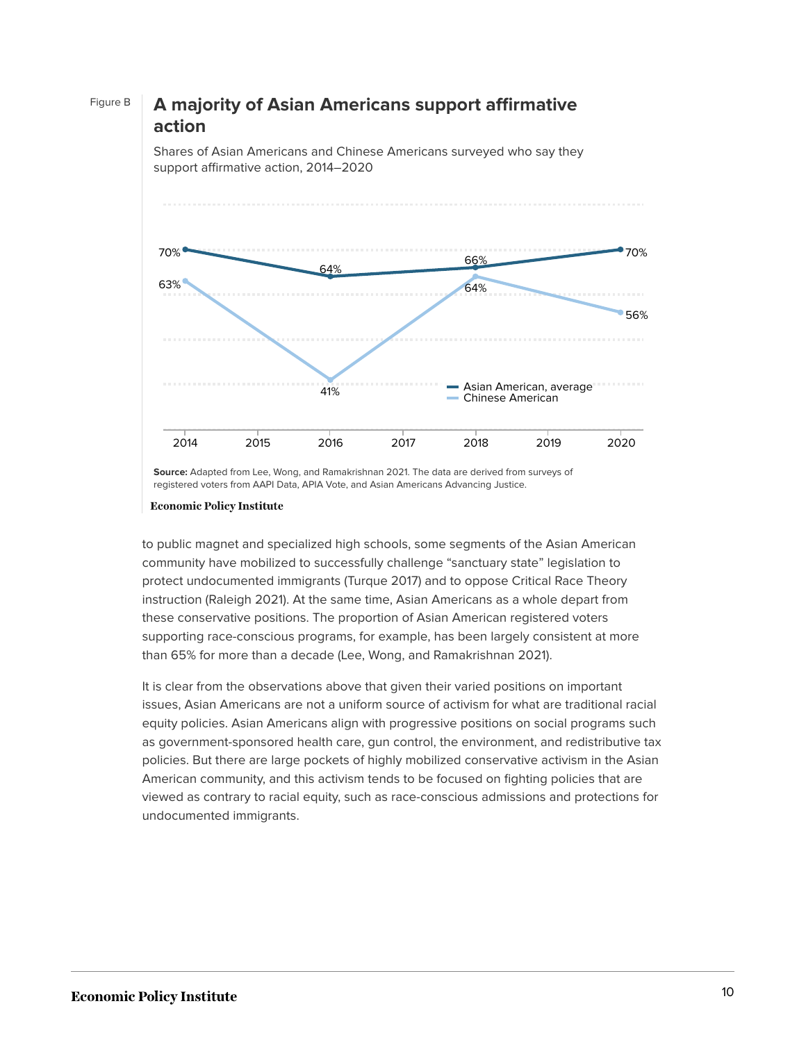Figure B

## A majority of Asian Americans support affirmative action

Shares of Asian Americans and Chinese Americans surveyed who say they support affirmative action, 2014–2020

| Year | Asian American, average | Chinese American |
|---|---|---|
| 2014 | 70% | 63% |
| 2016 | 64% | 41% |
| 2018 | 66% | 64% |
| 2020 | 70% | 56% |

**Source:** Adapted from Lee, Wong, and Ramakrishnan 2021. The data are derived from surveys of registered voters from AAPI Data, APIA Vote, and Asian Americans Advancing Justice.

Economic Policy Institute

to public magnet and specialized high schools, some segments of the Asian American community have mobilized to successfully challenge "sanctuary state" legislation to protect undocumented immigrants (Turque 2017) and to oppose Critical Race Theory instruction (Raleigh 2021). At the same time, Asian Americans as a whole depart from these conservative positions. The proportion of Asian American registered voters supporting race-conscious programs, for example, has been largely consistent at more than 65% for more than a decade (Lee, Wong, and Ramakrishnan 2021).

It is clear from the observations above that given their varied positions on important issues, Asian Americans are not a uniform source of activism for what are traditional racial equity policies. Asian Americans align with progressive positions on social programs such as government-sponsored health care, gun control, the environment, and redistributive tax policies. But there are large pockets of highly mobilized conservative activism in the Asian American community, and this activism tends to be focused on fighting policies that are viewed as contrary to racial equity, such as race-conscious admissions and protections for undocumented immigrants.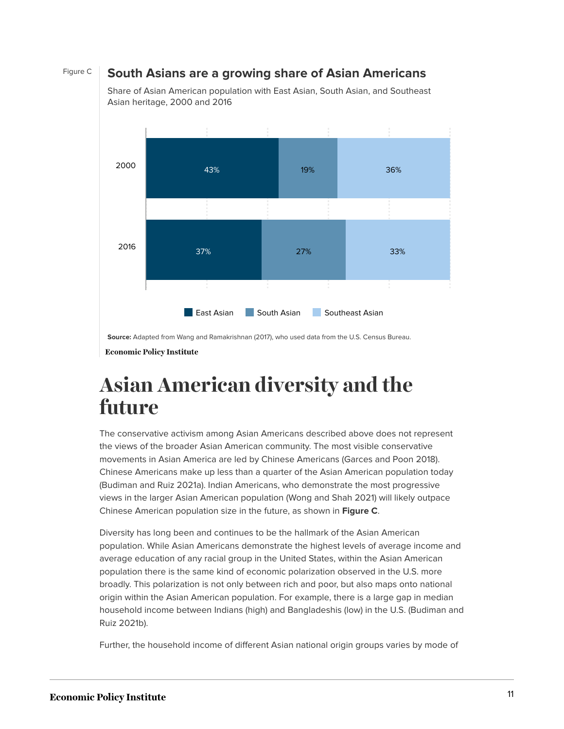Figure C

**South Asians are a growing share of Asian Americans**

Share of Asian American population with East Asian, South Asian, and Southeast Asian heritage, 2000 and 2016

| | East Asian | South Asian | Southeast Asian |
|---|---|---|---|
| 2000 | 43% | 19% | 36% |
| 2016 | 37% | 27% | 33% |

**Source:** Adapted from Wang and Ramakrishnan (2017), who used data from the U.S. Census Bureau.

Economic Policy Institute

# Asian American diversity and the future

The conservative activism among Asian Americans described above does not represent the views of the broader Asian American community. The most visible conservative movements in Asian America are led by Chinese Americans (Garces and Poon 2018). Chinese Americans make up less than a quarter of the Asian American population today (Budiman and Ruiz 2021a). Indian Americans, who demonstrate the most progressive views in the larger Asian American population (Wong and Shah 2021) will likely outpace Chinese American population size in the future, as shown in **Figure C**.

Diversity has long been and continues to be the hallmark of the Asian American population. While Asian Americans demonstrate the highest levels of average income and average education of any racial group in the United States, within the Asian American population there is the same kind of economic polarization observed in the U.S. more broadly. This polarization is not only between rich and poor, but also maps onto national origin within the Asian American population. For example, there is a large gap in median household income between Indians (high) and Bangladeshis (low) in the U.S. (Budiman and Ruiz 2021b).

Further, the household income of different Asian national origin groups varies by mode of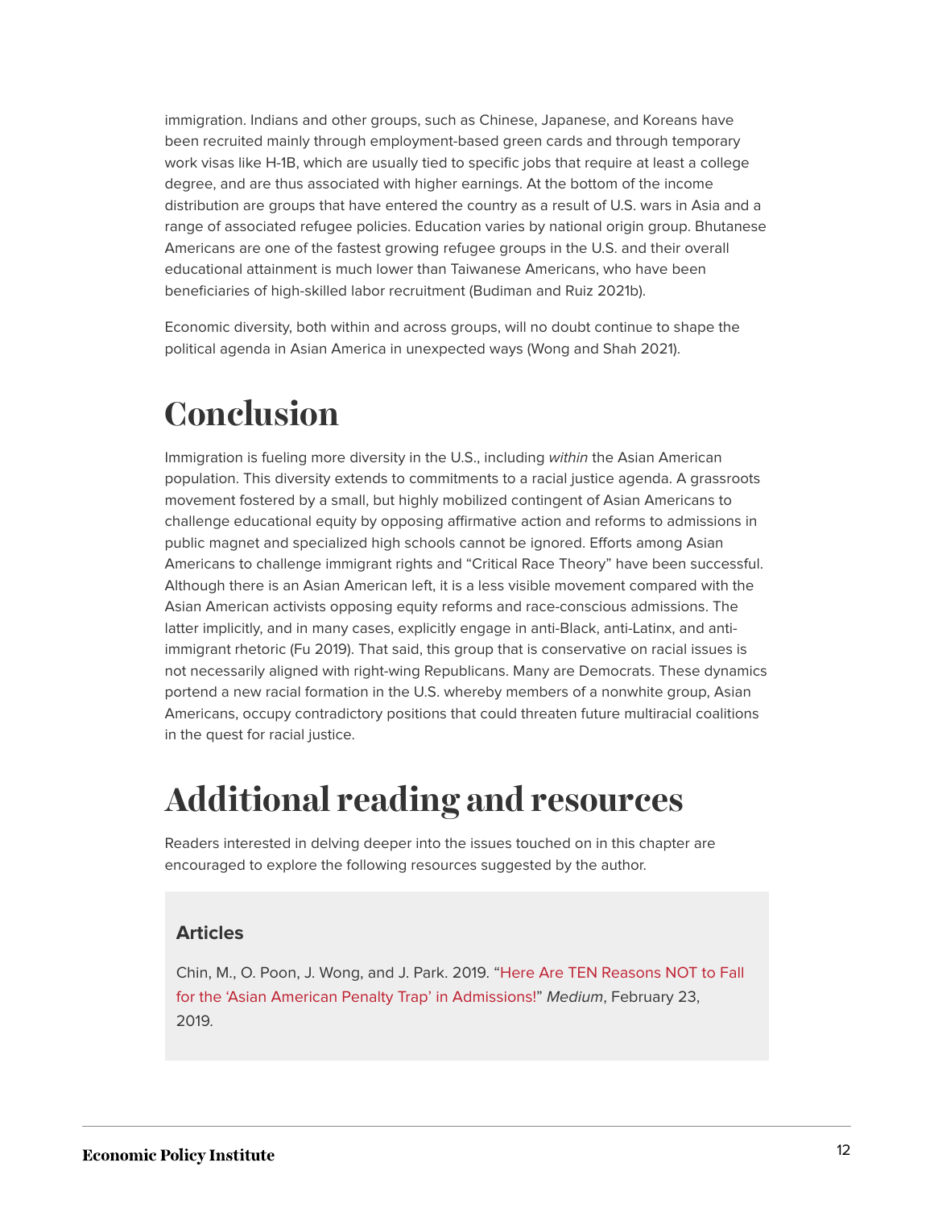immigration. Indians and other groups, such as Chinese, Japanese, and Koreans have been recruited mainly through employment-based green cards and through temporary work visas like H-1B, which are usually tied to specific jobs that require at least a college degree, and are thus associated with higher earnings. At the bottom of the income distribution are groups that have entered the country as a result of U.S. wars in Asia and a range of associated refugee policies. Education varies by national origin group. Bhutanese Americans are one of the fastest growing refugee groups in the U.S. and their overall educational attainment is much lower than Taiwanese Americans, who have been beneficiaries of high-skilled labor recruitment (Budiman and Ruiz 2021b).

Economic diversity, both within and across groups, will no doubt continue to shape the political agenda in Asian America in unexpected ways (Wong and Shah 2021).

# Conclusion

Immigration is fueling more diversity in the U.S., including *within* the Asian American population. This diversity extends to commitments to a racial justice agenda. A grassroots movement fostered by a small, but highly mobilized contingent of Asian Americans to challenge educational equity by opposing affirmative action and reforms to admissions in public magnet and specialized high schools cannot be ignored. Efforts among Asian Americans to challenge immigrant rights and "Critical Race Theory" have been successful. Although there is an Asian American left, it is a less visible movement compared with the Asian American activists opposing equity reforms and race-conscious admissions. The latter implicitly, and in many cases, explicitly engage in anti-Black, anti-Latinx, and anti-immigrant rhetoric (Fu 2019). That said, this group that is conservative on racial issues is not necessarily aligned with right-wing Republicans. Many are Democrats. These dynamics portend a new racial formation in the U.S. whereby members of a nonwhite group, Asian Americans, occupy contradictory positions that could threaten future multiracial coalitions in the quest for racial justice.

# Additional reading and resources

Readers interested in delving deeper into the issues touched on in this chapter are encouraged to explore the following resources suggested by the author.

### Articles

Chin, M., O. Poon, J. Wong, and J. Park. 2019. "Here Are TEN Reasons NOT to Fall for the 'Asian American Penalty Trap' in Admissions!" *Medium*, February 23, 2019.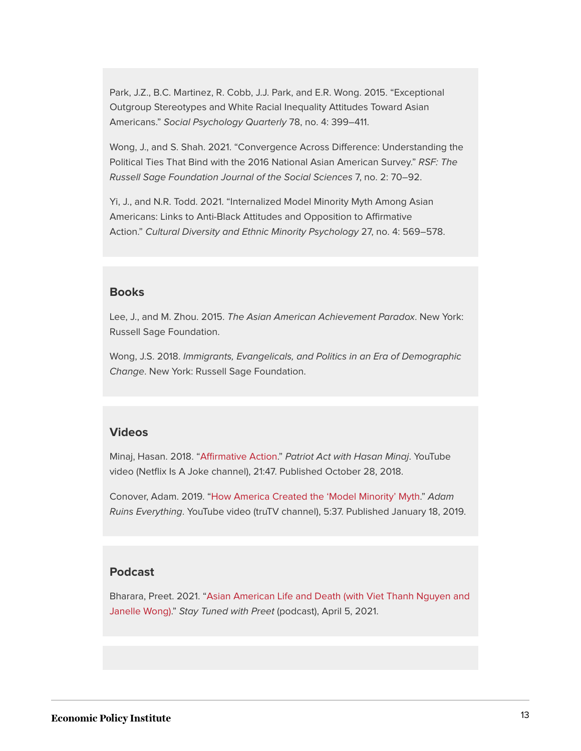Park, J.Z., B.C. Martinez, R. Cobb, J.J. Park, and E.R. Wong. 2015. "Exceptional Outgroup Stereotypes and White Racial Inequality Attitudes Toward Asian Americans." *Social Psychology Quarterly* 78, no. 4: 399–411.

Wong, J., and S. Shah. 2021. "Convergence Across Difference: Understanding the Political Ties That Bind with the 2016 National Asian American Survey." *RSF: The Russell Sage Foundation Journal of the Social Sciences* 7, no. 2: 70–92.

Yi, J., and N.R. Todd. 2021. "Internalized Model Minority Myth Among Asian Americans: Links to Anti-Black Attitudes and Opposition to Affirmative Action." *Cultural Diversity and Ethnic Minority Psychology* 27, no. 4: 569–578.

### Books

Lee, J., and M. Zhou. 2015. *The Asian American Achievement Paradox*. New York: Russell Sage Foundation.

Wong, J.S. 2018. *Immigrants, Evangelicals, and Politics in an Era of Demographic Change*. New York: Russell Sage Foundation.

### Videos

Minaj, Hasan. 2018. "Affirmative Action." *Patriot Act with Hasan Minaj*. YouTube video (Netflix Is A Joke channel), 21:47. Published October 28, 2018.

Conover, Adam. 2019. "How America Created the 'Model Minority' Myth." *Adam Ruins Everything*. YouTube video (truTV channel), 5:37. Published January 18, 2019.

### Podcast

Bharara, Preet. 2021. "Asian American Life and Death (with Viet Thanh Nguyen and Janelle Wong)." *Stay Tuned with Preet* (podcast), April 5, 2021.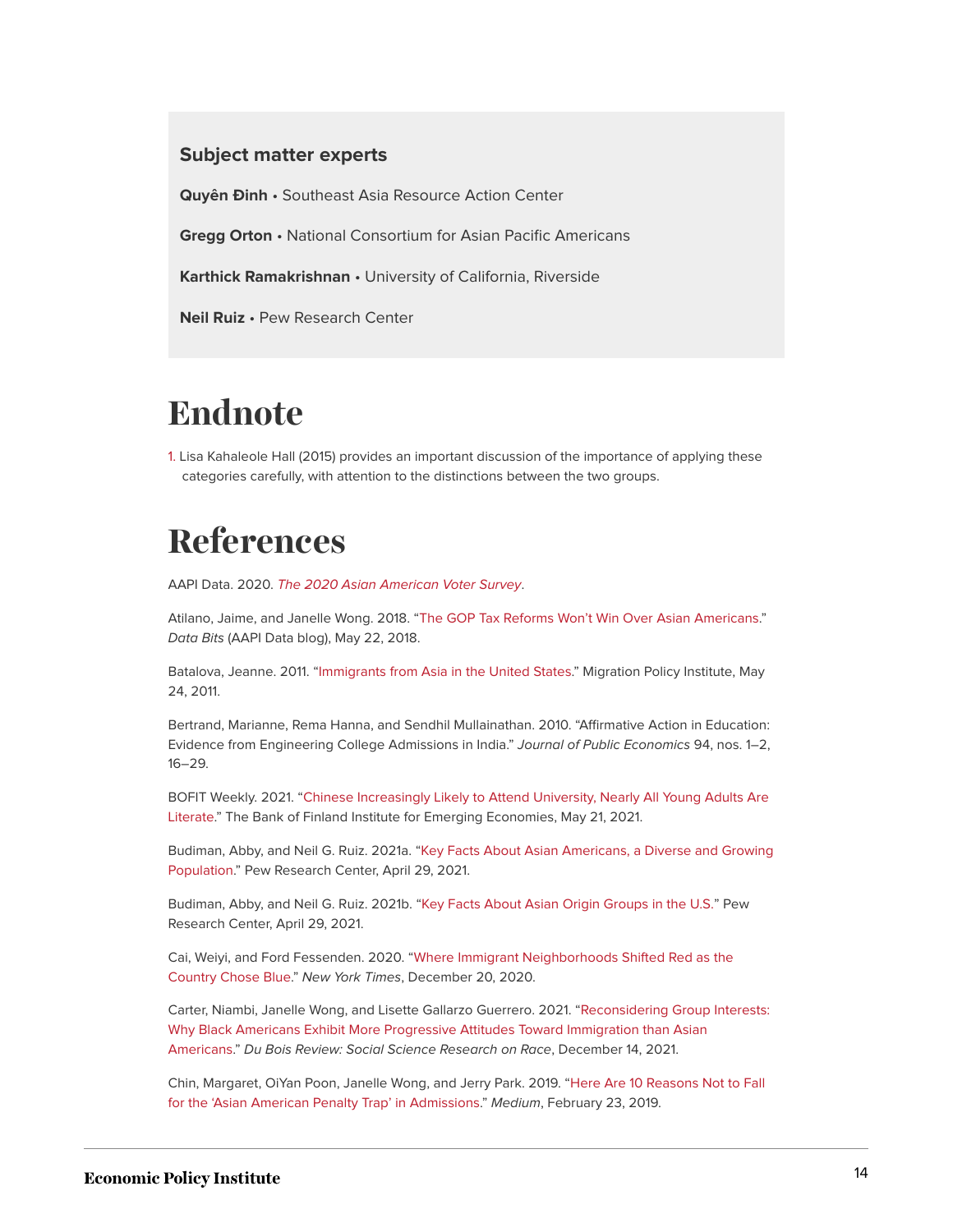### Subject matter experts

**Quyên Đinh** • Southeast Asia Resource Action Center

**Gregg Orton** • National Consortium for Asian Pacific Americans

**Karthick Ramakrishnan** • University of California, Riverside

**Neil Ruiz** • Pew Research Center

# Endnote

1. Lisa Kahaleole Hall (2015) provides an important discussion of the importance of applying these categories carefully, with attention to the distinctions between the two groups.

# References

AAPI Data. 2020. *The 2020 Asian American Voter Survey*.

Atilano, Jaime, and Janelle Wong. 2018. "The GOP Tax Reforms Won't Win Over Asian Americans." *Data Bits* (AAPI Data blog), May 22, 2018.

Batalova, Jeanne. 2011. "Immigrants from Asia in the United States." Migration Policy Institute, May 24, 2011.

Bertrand, Marianne, Rema Hanna, and Sendhil Mullainathan. 2010. "Affirmative Action in Education: Evidence from Engineering College Admissions in India." *Journal of Public Economics* 94, nos. 1–2, 16–29.

BOFIT Weekly. 2021. "Chinese Increasingly Likely to Attend University, Nearly All Young Adults Are Literate." The Bank of Finland Institute for Emerging Economies, May 21, 2021.

Budiman, Abby, and Neil G. Ruiz. 2021a. "Key Facts About Asian Americans, a Diverse and Growing Population." Pew Research Center, April 29, 2021.

Budiman, Abby, and Neil G. Ruiz. 2021b. "Key Facts About Asian Origin Groups in the U.S." Pew Research Center, April 29, 2021.

Cai, Weiyi, and Ford Fessenden. 2020. "Where Immigrant Neighborhoods Shifted Red as the Country Chose Blue." *New York Times*, December 20, 2020.

Carter, Niambi, Janelle Wong, and Lisette Gallarzo Guerrero. 2021. "Reconsidering Group Interests: Why Black Americans Exhibit More Progressive Attitudes Toward Immigration than Asian Americans." *Du Bois Review: Social Science Research on Race*, December 14, 2021.

Chin, Margaret, OiYan Poon, Janelle Wong, and Jerry Park. 2019. "Here Are 10 Reasons Not to Fall for the 'Asian American Penalty Trap' in Admissions." *Medium*, February 23, 2019.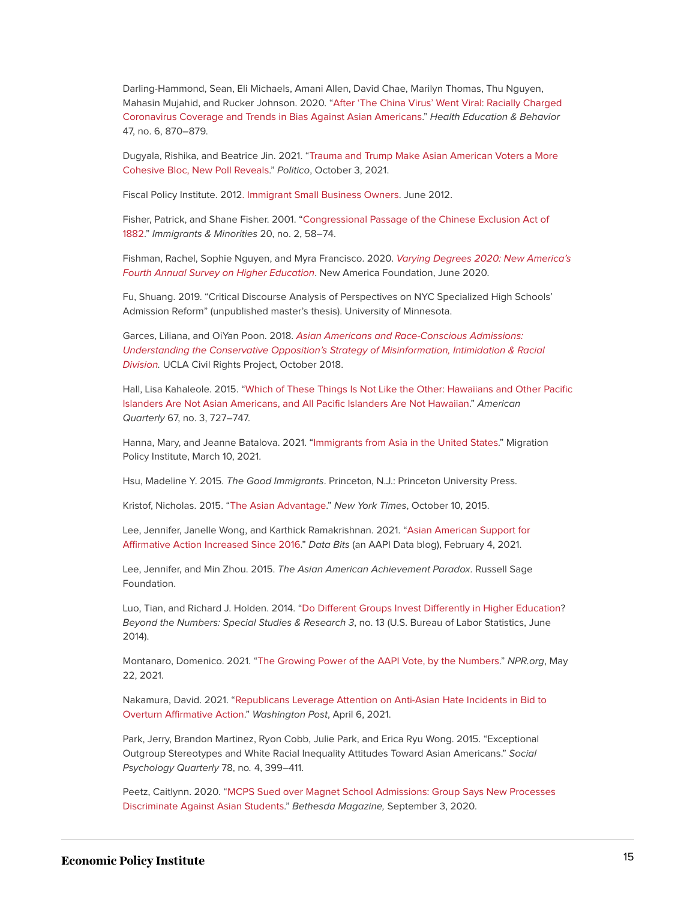Darling-Hammond, Sean, Eli Michaels, Amani Allen, David Chae, Marilyn Thomas, Thu Nguyen, Mahasin Mujahid, and Rucker Johnson. 2020. "After 'The China Virus' Went Viral: Racially Charged Coronavirus Coverage and Trends in Bias Against Asian Americans." *Health Education & Behavior* 47, no. 6, 870–879.

Dugyala, Rishika, and Beatrice Jin. 2021. "Trauma and Trump Make Asian American Voters a More Cohesive Bloc, New Poll Reveals." *Politico*, October 3, 2021.

Fiscal Policy Institute. 2012. Immigrant Small Business Owners. June 2012.

Fisher, Patrick, and Shane Fisher. 2001. "Congressional Passage of the Chinese Exclusion Act of 1882." *Immigrants & Minorities* 20, no. 2, 58–74.

Fishman, Rachel, Sophie Nguyen, and Myra Francisco. 2020. *Varying Degrees 2020: New America's Fourth Annual Survey on Higher Education*. New America Foundation, June 2020.

Fu, Shuang. 2019. "Critical Discourse Analysis of Perspectives on NYC Specialized High Schools' Admission Reform" (unpublished master's thesis). University of Minnesota.

Garces, Liliana, and OiYan Poon. 2018. *Asian Americans and Race-Conscious Admissions: Understanding the Conservative Opposition's Strategy of Misinformation, Intimidation & Racial Division.* UCLA Civil Rights Project, October 2018.

Hall, Lisa Kahaleole. 2015. "Which of These Things Is Not Like the Other: Hawaiians and Other Pacific Islanders Are Not Asian Americans, and All Pacific Islanders Are Not Hawaiian." *American Quarterly* 67, no. 3, 727–747.

Hanna, Mary, and Jeanne Batalova. 2021. "Immigrants from Asia in the United States." Migration Policy Institute, March 10, 2021.

Hsu, Madeline Y. 2015. *The Good Immigrants*. Princeton, N.J.: Princeton University Press.

Kristof, Nicholas. 2015. "The Asian Advantage." *New York Times*, October 10, 2015.

Lee, Jennifer, Janelle Wong, and Karthick Ramakrishnan. 2021. "Asian American Support for Affirmative Action Increased Since 2016." *Data Bits* (an AAPI Data blog), February 4, 2021.

Lee, Jennifer, and Min Zhou. 2015. *The Asian American Achievement Paradox*. Russell Sage Foundation.

Luo, Tian, and Richard J. Holden. 2014. "Do Different Groups Invest Differently in Higher Education? *Beyond the Numbers: Special Studies & Research 3*, no. 13 (U.S. Bureau of Labor Statistics, June 2014).

Montanaro, Domenico. 2021. "The Growing Power of the AAPI Vote, by the Numbers." *NPR.org*, May 22, 2021.

Nakamura, David. 2021. "Republicans Leverage Attention on Anti-Asian Hate Incidents in Bid to Overturn Affirmative Action." *Washington Post*, April 6, 2021.

Park, Jerry, Brandon Martinez, Ryon Cobb, Julie Park, and Erica Ryu Wong. 2015. "Exceptional Outgroup Stereotypes and White Racial Inequality Attitudes Toward Asian Americans." *Social Psychology Quarterly* 78, no. 4, 399–411.

Peetz, Caitlynn. 2020. "MCPS Sued over Magnet School Admissions: Group Says New Processes Discriminate Against Asian Students." *Bethesda Magazine,* September 3, 2020.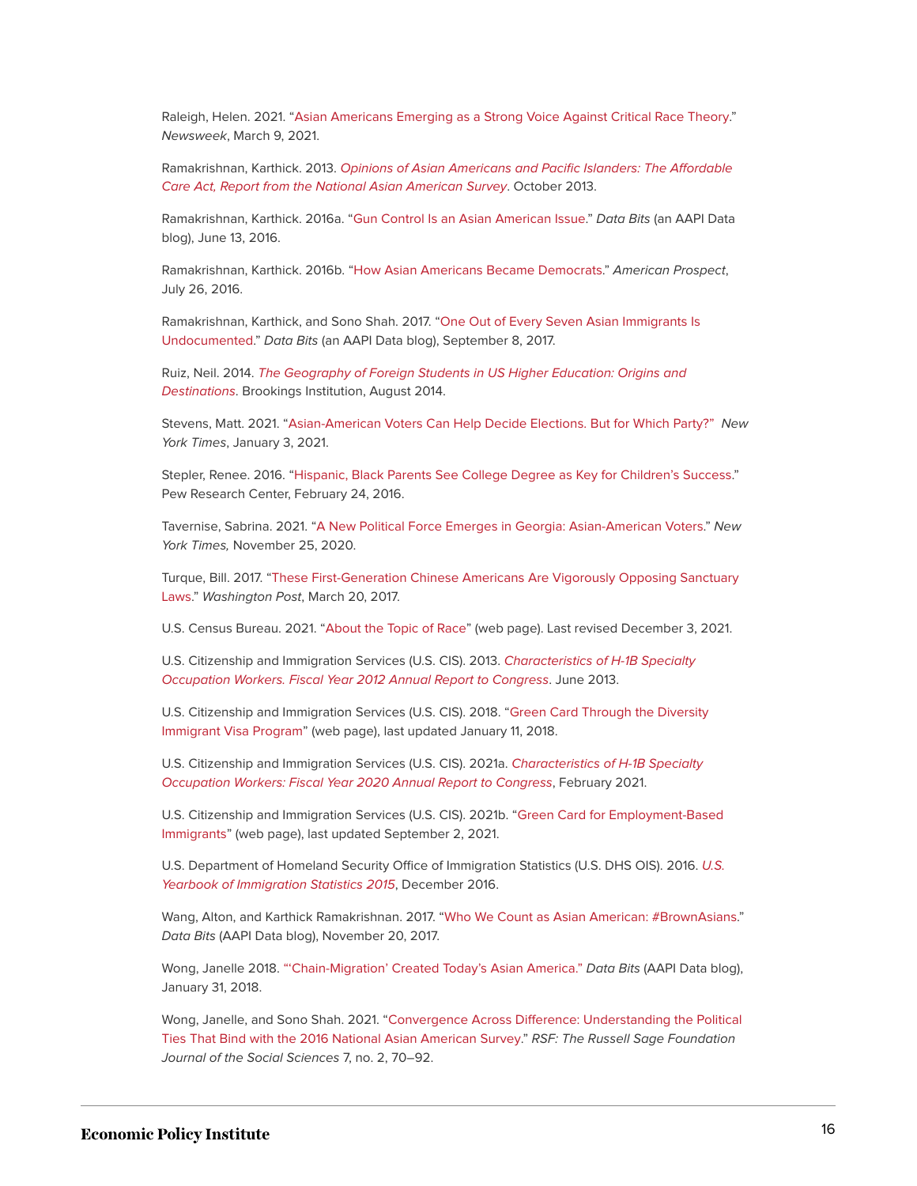Raleigh, Helen. 2021. "Asian Americans Emerging as a Strong Voice Against Critical Race Theory." *Newsweek*, March 9, 2021.

Ramakrishnan, Karthick. 2013. *Opinions of Asian Americans and Pacific Islanders: The Affordable Care Act, Report from the National Asian American Survey*. October 2013.

Ramakrishnan, Karthick. 2016a. "Gun Control Is an Asian American Issue." *Data Bits* (an AAPI Data blog), June 13, 2016.

Ramakrishnan, Karthick. 2016b. "How Asian Americans Became Democrats." *American Prospect*, July 26, 2016.

Ramakrishnan, Karthick, and Sono Shah. 2017. "One Out of Every Seven Asian Immigrants Is Undocumented." *Data Bits* (an AAPI Data blog), September 8, 2017.

Ruiz, Neil. 2014. *The Geography of Foreign Students in US Higher Education: Origins and Destinations*. Brookings Institution, August 2014.

Stevens, Matt. 2021. "Asian-American Voters Can Help Decide Elections. But for Which Party?" *New York Times*, January 3, 2021.

Stepler, Renee. 2016. "Hispanic, Black Parents See College Degree as Key for Children's Success." Pew Research Center, February 24, 2016.

Tavernise, Sabrina. 2021. "A New Political Force Emerges in Georgia: Asian-American Voters." *New York Times,* November 25, 2020.

Turque, Bill. 2017. "These First-Generation Chinese Americans Are Vigorously Opposing Sanctuary Laws." *Washington Post*, March 20, 2017.

U.S. Census Bureau. 2021. "About the Topic of Race" (web page). Last revised December 3, 2021.

U.S. Citizenship and Immigration Services (U.S. CIS). 2013. *Characteristics of H-1B Specialty Occupation Workers. Fiscal Year 2012 Annual Report to Congress*. June 2013.

U.S. Citizenship and Immigration Services (U.S. CIS). 2018. "Green Card Through the Diversity Immigrant Visa Program" (web page), last updated January 11, 2018.

U.S. Citizenship and Immigration Services (U.S. CIS). 2021a. *Characteristics of H-1B Specialty Occupation Workers: Fiscal Year 2020 Annual Report to Congress*, February 2021.

U.S. Citizenship and Immigration Services (U.S. CIS). 2021b. "Green Card for Employment-Based Immigrants" (web page), last updated September 2, 2021.

U.S. Department of Homeland Security Office of Immigration Statistics (U.S. DHS OIS). 2016. *U.S. Yearbook of Immigration Statistics 2015*, December 2016.

Wang, Alton, and Karthick Ramakrishnan. 2017. "Who We Count as Asian American: #BrownAsians." *Data Bits* (AAPI Data blog), November 20, 2017.

Wong, Janelle 2018. "'Chain-Migration' Created Today's Asian America." *Data Bits* (AAPI Data blog), January 31, 2018.

Wong, Janelle, and Sono Shah. 2021. "Convergence Across Difference: Understanding the Political Ties That Bind with the 2016 National Asian American Survey." *RSF: The Russell Sage Foundation Journal of the Social Sciences* 7, no. 2, 70–92.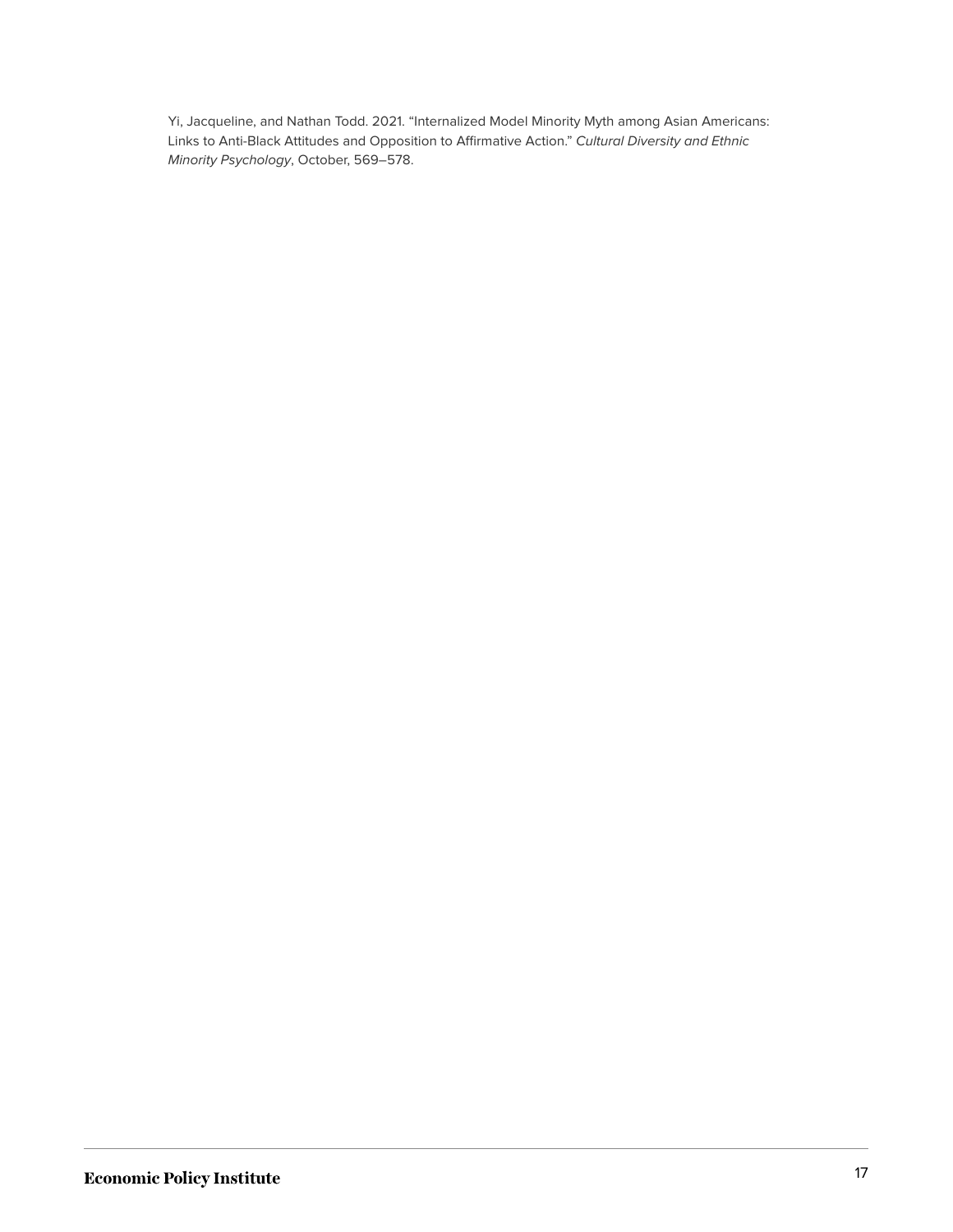Yi, Jacqueline, and Nathan Todd. 2021. "Internalized Model Minority Myth among Asian Americans: Links to Anti-Black Attitudes and Opposition to Affirmative Action." *Cultural Diversity and Ethnic Minority Psychology*, October, 569–578.